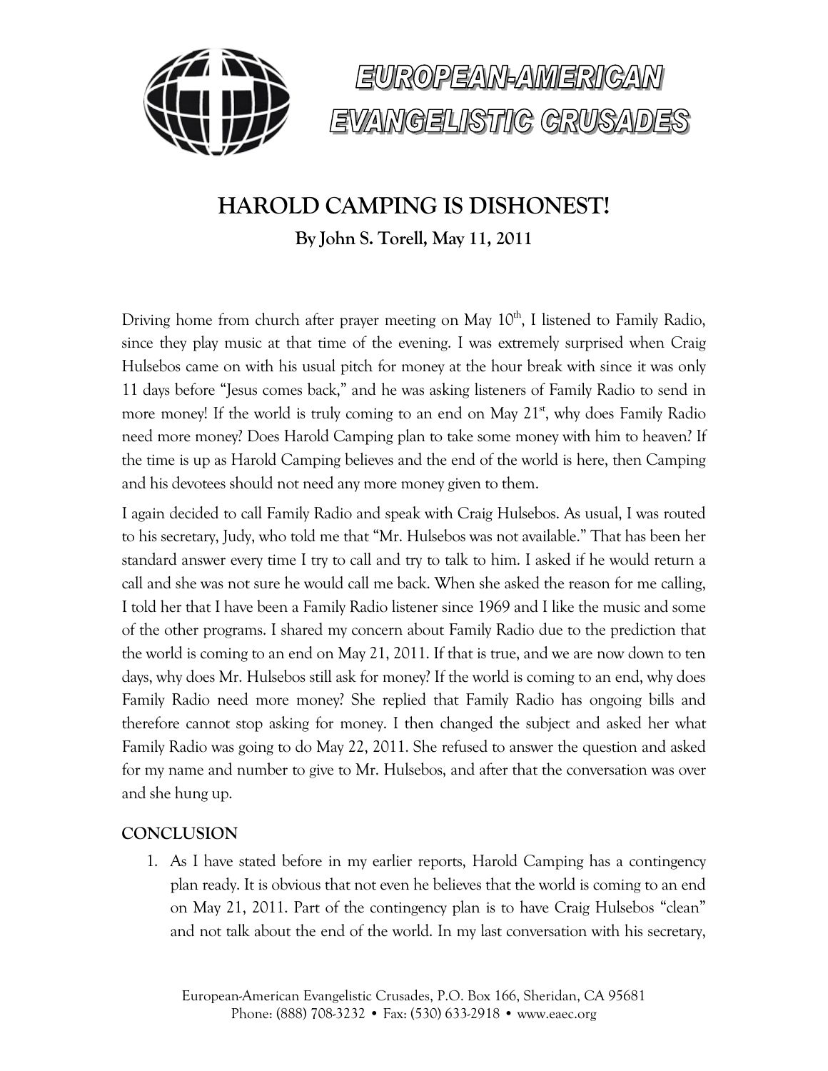EUROPEAN-AMERICAN EVANGELISTIC CRUSADES

# HAROLD CAMPING IS DISHONEST!

**By John S. Torell, May 11, 2011**

Driving home from church after prayer meeting on May 10th, I listened to Family Radio, since they play music at that time of the evening. I was extremely surprised when Craig Hulsebos came on with his usual pitch for money at the hour break with since it was only 11 days before "Jesus comes back," and he was asking listeners of Family Radio to send in more money! If the world is truly coming to an end on May 21st, why does Family Radio need more money? Does Harold Camping plan to take some money with him to heaven? If the time is up as Harold Camping believes and the end of the world is here, then Camping and his devotees should not need any more money given to them.

I again decided to call Family Radio and speak with Craig Hulsebos. As usual, I was routed to his secretary, Judy, who told me that "Mr. Hulsebos was not available." That has been her standard answer every time I try to call and try to talk to him. I asked if he would return a call and she was not sure he would call me back. When she asked the reason for me calling, I told her that I have been a Family Radio listener since 1969 and I like the music and some of the other programs. I shared my concern about Family Radio due to the prediction that the world is coming to an end on May 21, 2011. If that is true, and we are now down to ten days, why does Mr. Hulsebos still ask for money? If the world is coming to an end, why does Family Radio need more money? She replied that Family Radio has ongoing bills and therefore cannot stop asking for money. I then changed the subject and asked her what Family Radio was going to do May 22, 2011. She refused to answer the question and asked for my name and number to give to Mr. Hulsebos, and after that the conversation was over and she hung up.

## CONCLUSION

1. As I have stated before in my earlier reports, Harold Camping has a contingency plan ready. It is obvious that not even he believes that the world is coming to an end on May 21, 2011. Part of the contingency plan is to have Craig Hulsebos "clean" and not talk about the end of the world. In my last conversation with his secretary,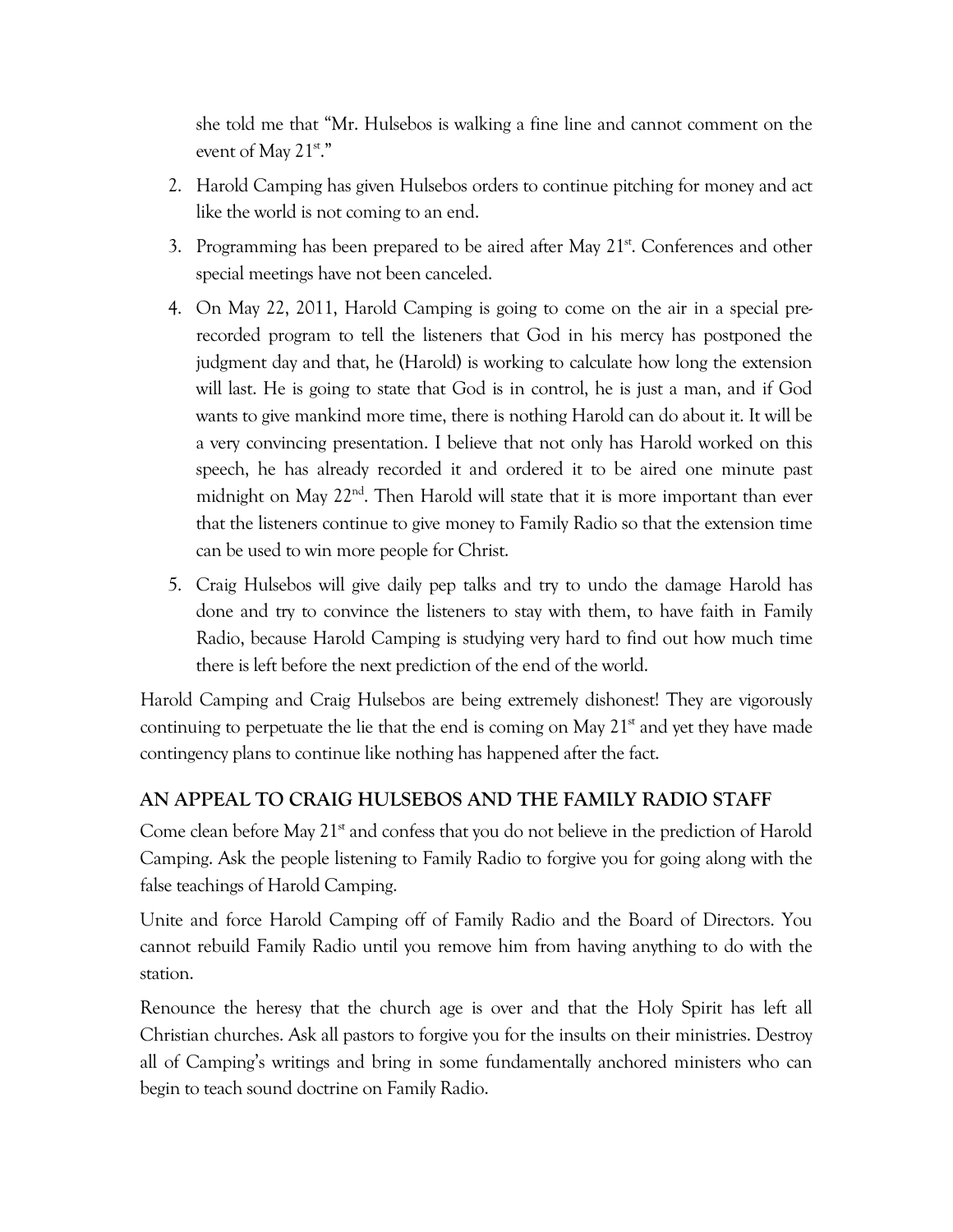she told me that "Mr. Hulsebos is walking a fine line and cannot comment on the event of May 21st."

2. Harold Camping has given Hulsebos orders to continue pitching for money and act like the world is not coming to an end.
3. Programming has been prepared to be aired after May 21st. Conferences and other special meetings have not been canceled.
4. On May 22, 2011, Harold Camping is going to come on the air in a special pre-recorded program to tell the listeners that God in his mercy has postponed the judgment day and that, he (Harold) is working to calculate how long the extension will last. He is going to state that God is in control, he is just a man, and if God wants to give mankind more time, there is nothing Harold can do about it. It will be a very convincing presentation. I believe that not only has Harold worked on this speech, he has already recorded it and ordered it to be aired one minute past midnight on May 22nd. Then Harold will state that it is more important than ever that the listeners continue to give money to Family Radio so that the extension time can be used to win more people for Christ.
5. Craig Hulsebos will give daily pep talks and try to undo the damage Harold has done and try to convince the listeners to stay with them, to have faith in Family Radio, because Harold Camping is studying very hard to find out how much time there is left before the next prediction of the end of the world.

Harold Camping and Craig Hulsebos are being extremely dishonest! They are vigorously continuing to perpetuate the lie that the end is coming on May 21st and yet they have made contingency plans to continue like nothing has happened after the fact.

## AN APPEAL TO CRAIG HULSEBOS AND THE FAMILY RADIO STAFF

Come clean before May 21st and confess that you do not believe in the prediction of Harold Camping. Ask the people listening to Family Radio to forgive you for going along with the false teachings of Harold Camping.

Unite and force Harold Camping off of Family Radio and the Board of Directors. You cannot rebuild Family Radio until you remove him from having anything to do with the station.

Renounce the heresy that the church age is over and that the Holy Spirit has left all Christian churches. Ask all pastors to forgive you for the insults on their ministries. Destroy all of Camping's writings and bring in some fundamentally anchored ministers who can begin to teach sound doctrine on Family Radio.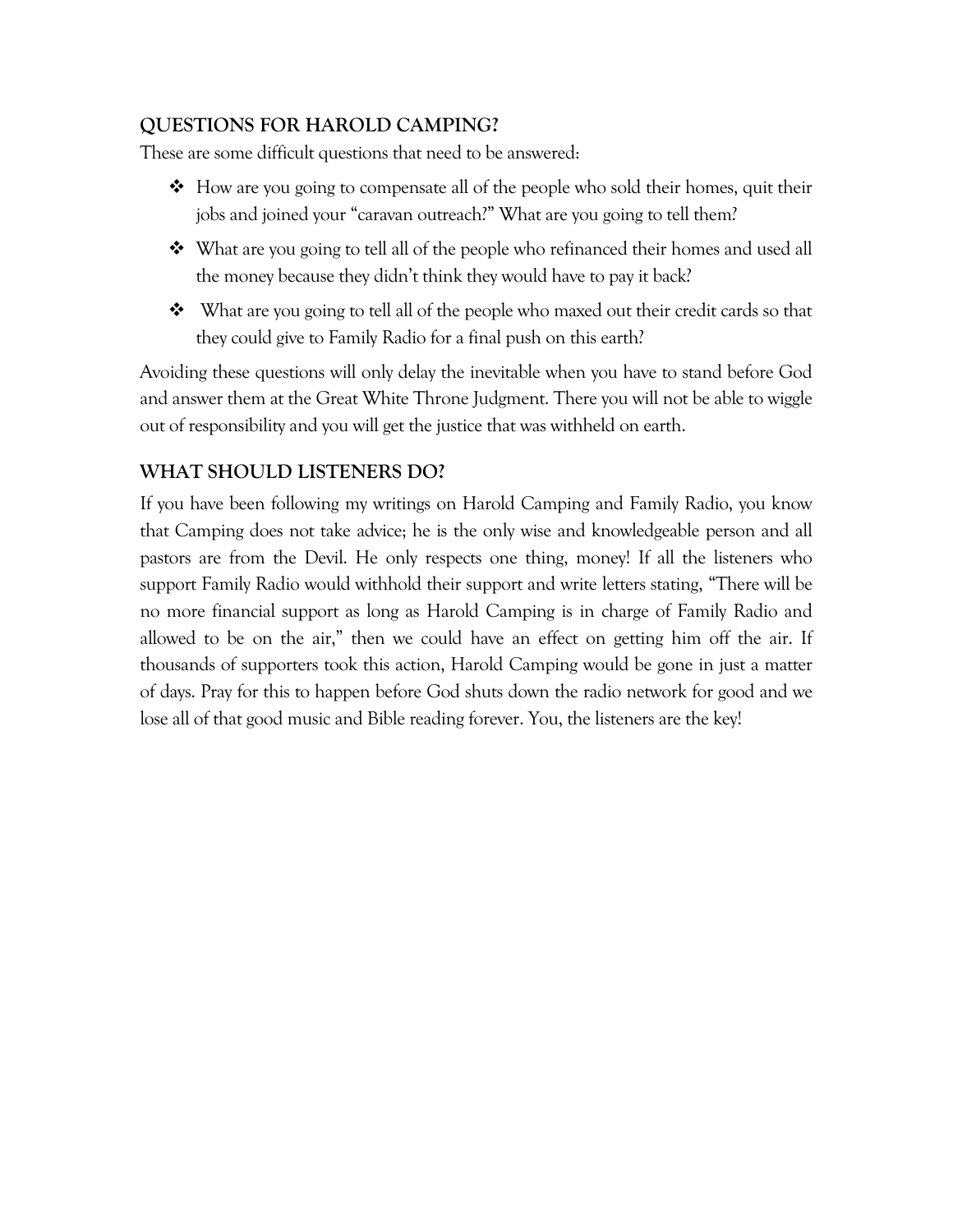## QUESTIONS FOR HAROLD CAMPING?

These are some difficult questions that need to be answered:

- How are you going to compensate all of the people who sold their homes, quit their jobs and joined your "caravan outreach?" What are you going to tell them?
- What are you going to tell all of the people who refinanced their homes and used all the money because they didn't think they would have to pay it back?
- What are you going to tell all of the people who maxed out their credit cards so that they could give to Family Radio for a final push on this earth?

Avoiding these questions will only delay the inevitable when you have to stand before God and answer them at the Great White Throne Judgment. There you will not be able to wiggle out of responsibility and you will get the justice that was withheld on earth.

## WHAT SHOULD LISTENERS DO?

If you have been following my writings on Harold Camping and Family Radio, you know that Camping does not take advice; he is the only wise and knowledgeable person and all pastors are from the Devil. He only respects one thing, money! If all the listeners who support Family Radio would withhold their support and write letters stating, "There will be no more financial support as long as Harold Camping is in charge of Family Radio and allowed to be on the air," then we could have an effect on getting him off the air. If thousands of supporters took this action, Harold Camping would be gone in just a matter of days. Pray for this to happen before God shuts down the radio network for good and we lose all of that good music and Bible reading forever. You, the listeners are the key!